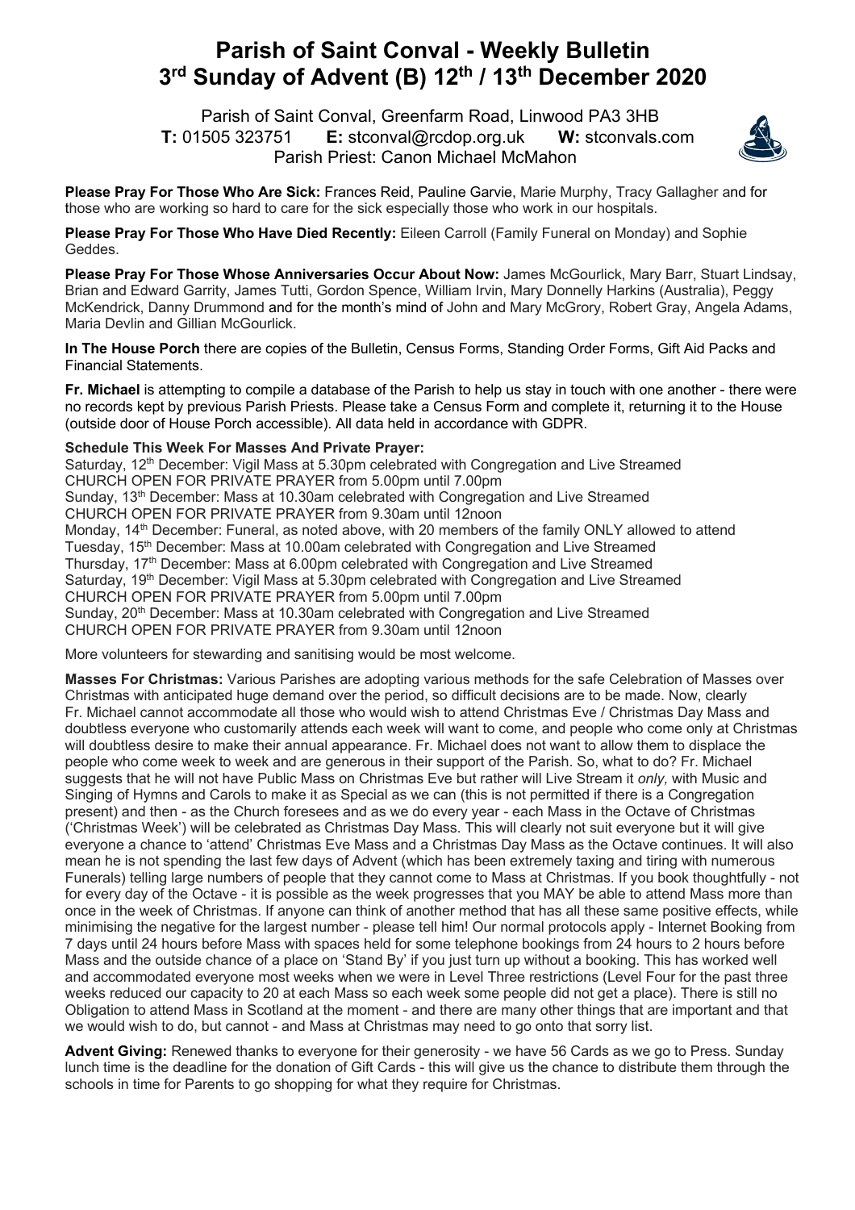# Parish of Saint Conval - Weekly Bulletin
# 3rd Sunday of Advent (B) 12th / 13th December 2020

Parish of Saint Conval, Greenfarm Road, Linwood PA3 3HB
**T:** 01505 323751 **E:** stconval@rcdop.org.uk **W:** stconvals.com
Parish Priest: Canon Michael McMahon

**Please Pray For Those Who Are Sick:** Frances Reid, Pauline Garvie, Marie Murphy, Tracy Gallagher and for those who are working so hard to care for the sick especially those who work in our hospitals.

**Please Pray For Those Who Have Died Recently:** Eileen Carroll (Family Funeral on Monday) and Sophie Geddes.

**Please Pray For Those Whose Anniversaries Occur About Now:** James McGourlick, Mary Barr, Stuart Lindsay, Brian and Edward Garrity, James Tutti, Gordon Spence, William Irvin, Mary Donnelly Harkins (Australia), Peggy McKendrick, Danny Drummond and for the month's mind of John and Mary McGrory, Robert Gray, Angela Adams, Maria Devlin and Gillian McGourlick.

**In The House Porch** there are copies of the Bulletin, Census Forms, Standing Order Forms, Gift Aid Packs and Financial Statements.

**Fr. Michael** is attempting to compile a database of the Parish to help us stay in touch with one another - there were no records kept by previous Parish Priests. Please take a Census Form and complete it, returning it to the House (outside door of House Porch accessible). All data held in accordance with GDPR.

**Schedule This Week For Masses And Private Prayer:**
Saturday, 12th December: Vigil Mass at 5.30pm celebrated with Congregation and Live Streamed
CHURCH OPEN FOR PRIVATE PRAYER from 5.00pm until 7.00pm
Sunday, 13th December: Mass at 10.30am celebrated with Congregation and Live Streamed
CHURCH OPEN FOR PRIVATE PRAYER from 9.30am until 12noon
Monday, 14th December: Funeral, as noted above, with 20 members of the family ONLY allowed to attend
Tuesday, 15th December: Mass at 10.00am celebrated with Congregation and Live Streamed
Thursday, 17th December: Mass at 6.00pm celebrated with Congregation and Live Streamed
Saturday, 19th December: Vigil Mass at 5.30pm celebrated with Congregation and Live Streamed
CHURCH OPEN FOR PRIVATE PRAYER from 5.00pm until 7.00pm
Sunday, 20th December: Mass at 10.30am celebrated with Congregation and Live Streamed
CHURCH OPEN FOR PRIVATE PRAYER from 9.30am until 12noon

More volunteers for stewarding and sanitising would be most welcome.

**Masses For Christmas:** Various Parishes are adopting various methods for the safe Celebration of Masses over Christmas with anticipated huge demand over the period, so difficult decisions are to be made. Now, clearly Fr. Michael cannot accommodate all those who would wish to attend Christmas Eve / Christmas Day Mass and doubtless everyone who customarily attends each week will want to come, and people who come only at Christmas will doubtless desire to make their annual appearance. Fr. Michael does not want to allow them to displace the people who come week to week and are generous in their support of the Parish. So, what to do? Fr. Michael suggests that he will not have Public Mass on Christmas Eve but rather will Live Stream it *only,* with Music and Singing of Hymns and Carols to make it as Special as we can (this is not permitted if there is a Congregation present) and then - as the Church foresees and as we do every year - each Mass in the Octave of Christmas ('Christmas Week') will be celebrated as Christmas Day Mass. This will clearly not suit everyone but it will give everyone a chance to 'attend' Christmas Eve Mass and a Christmas Day Mass as the Octave continues. It will also mean he is not spending the last few days of Advent (which has been extremely taxing and tiring with numerous Funerals) telling large numbers of people that they cannot come to Mass at Christmas. If you book thoughtfully - not for every day of the Octave - it is possible as the week progresses that you MAY be able to attend Mass more than once in the week of Christmas. If anyone can think of another method that has all these same positive effects, while minimising the negative for the largest number - please tell him! Our normal protocols apply - Internet Booking from 7 days until 24 hours before Mass with spaces held for some telephone bookings from 24 hours to 2 hours before Mass and the outside chance of a place on 'Stand By' if you just turn up without a booking. This has worked well and accommodated everyone most weeks when we were in Level Three restrictions (Level Four for the past three weeks reduced our capacity to 20 at each Mass so each week some people did not get a place). There is still no Obligation to attend Mass in Scotland at the moment - and there are many other things that are important and that we would wish to do, but cannot - and Mass at Christmas may need to go onto that sorry list.

**Advent Giving:** Renewed thanks to everyone for their generosity - we have 56 Cards as we go to Press. Sunday lunch time is the deadline for the donation of Gift Cards - this will give us the chance to distribute them through the schools in time for Parents to go shopping for what they require for Christmas.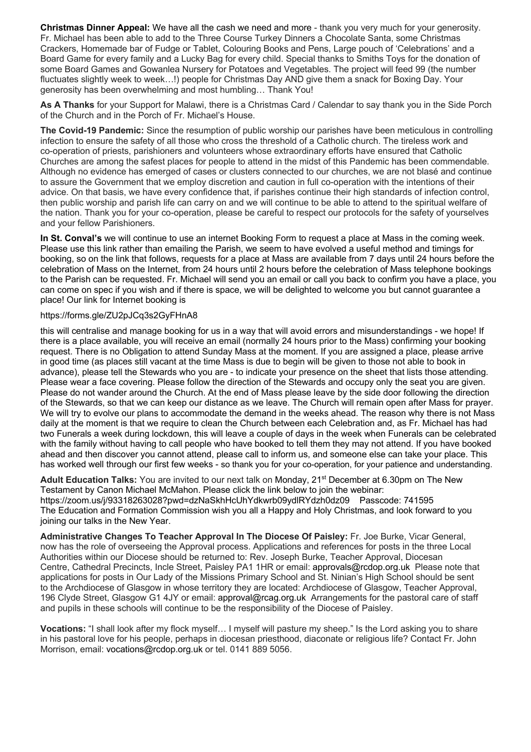**Christmas Dinner Appeal:** We have all the cash we need and more - thank you very much for your generosity. Fr. Michael has been able to add to the Three Course Turkey Dinners a Chocolate Santa, some Christmas Crackers, Homemade bar of Fudge or Tablet, Colouring Books and Pens, Large pouch of 'Celebrations' and a Board Game for every family and a Lucky Bag for every child. Special thanks to Smiths Toys for the donation of some Board Games and Gowanlea Nursery for Potatoes and Vegetables. The project will feed 99 (the number fluctuates slightly week to week…!) people for Christmas Day AND give them a snack for Boxing Day. Your generosity has been overwhelming and most humbling… Thank You!

**As A Thanks** for your Support for Malawi, there is a Christmas Card / Calendar to say thank you in the Side Porch of the Church and in the Porch of Fr. Michael's House.

**The Covid-19 Pandemic:** Since the resumption of public worship our parishes have been meticulous in controlling infection to ensure the safety of all those who cross the threshold of a Catholic church. The tireless work and co-operation of priests, parishioners and volunteers whose extraordinary efforts have ensured that Catholic Churches are among the safest places for people to attend in the midst of this Pandemic has been commendable. Although no evidence has emerged of cases or clusters connected to our churches, we are not blasé and continue to assure the Government that we employ discretion and caution in full co-operation with the intentions of their advice. On that basis, we have every confidence that, if parishes continue their high standards of infection control, then public worship and parish life can carry on and we will continue to be able to attend to the spiritual welfare of the nation. Thank you for your co-operation, please be careful to respect our protocols for the safety of yourselves and your fellow Parishioners.

**In St. Conval's** we will continue to use an internet Booking Form to request a place at Mass in the coming week. Please use this link rather than emailing the Parish, we seem to have evolved a useful method and timings for booking, so on the link that follows, requests for a place at Mass are available from 7 days until 24 hours before the celebration of Mass on the Internet, from 24 hours until 2 hours before the celebration of Mass telephone bookings to the Parish can be requested. Fr. Michael will send you an email or call you back to confirm you have a place, you can come on spec if you wish and if there is space, we will be delighted to welcome you but cannot guarantee a place! Our link for Internet booking is

https://forms.gle/ZU2pJCq3s2GyFHnA8

this will centralise and manage booking for us in a way that will avoid errors and misunderstandings - we hope! If there is a place available, you will receive an email (normally 24 hours prior to the Mass) confirming your booking request. There is no Obligation to attend Sunday Mass at the moment. If you are assigned a place, please arrive in good time (as places still vacant at the time Mass is due to begin will be given to those not able to book in advance), please tell the Stewards who you are - to indicate your presence on the sheet that lists those attending. Please wear a face covering. Please follow the direction of the Stewards and occupy only the seat you are given. Please do not wander around the Church. At the end of Mass please leave by the side door following the direction of the Stewards, so that we can keep our distance as we leave. The Church will remain open after Mass for prayer. We will try to evolve our plans to accommodate the demand in the weeks ahead. The reason why there is not Mass daily at the moment is that we require to clean the Church between each Celebration and, as Fr. Michael has had two Funerals a week during lockdown, this will leave a couple of days in the week when Funerals can be celebrated with the family without having to call people who have booked to tell them they may not attend. If you have booked ahead and then discover you cannot attend, please call to inform us, and someone else can take your place. This has worked well through our first few weeks - so thank you for your co-operation, for your patience and understanding.

**Adult Education Talks:** You are invited to our next talk on Monday, 21st December at 6.30pm on The New Testament by Canon Michael McMahon. Please click the link below to join the webinar:
https://zoom.us/j/93318263028?pwd=dzNaSkhHcUhYdkwrb09ydlRYdzh0dz09 Passcode: 741595
The Education and Formation Commission wish you all a Happy and Holy Christmas, and look forward to you joining our talks in the New Year.

**Administrative Changes To Teacher Approval In The Diocese Of Paisley:** Fr. Joe Burke, Vicar General, now has the role of overseeing the Approval process. Applications and references for posts in the three Local Authorities within our Diocese should be returned to: Rev. Joseph Burke, Teacher Approval, Diocesan Centre, Cathedral Precincts, Incle Street, Paisley PA1 1HR or email: approvals@rcdop.org.uk Please note that applications for posts in Our Lady of the Missions Primary School and St. Ninian's High School should be sent to the Archdiocese of Glasgow in whose territory they are located: Archdiocese of Glasgow, Teacher Approval, 196 Clyde Street, Glasgow G1 4JY or email: approval@rcag.org.uk Arrangements for the pastoral care of staff and pupils in these schools will continue to be the responsibility of the Diocese of Paisley.

**Vocations:** "I shall look after my flock myself… I myself will pasture my sheep." Is the Lord asking you to share in his pastoral love for his people, perhaps in diocesan priesthood, diaconate or religious life? Contact Fr. John Morrison, email: vocations@rcdop.org.uk or tel. 0141 889 5056.